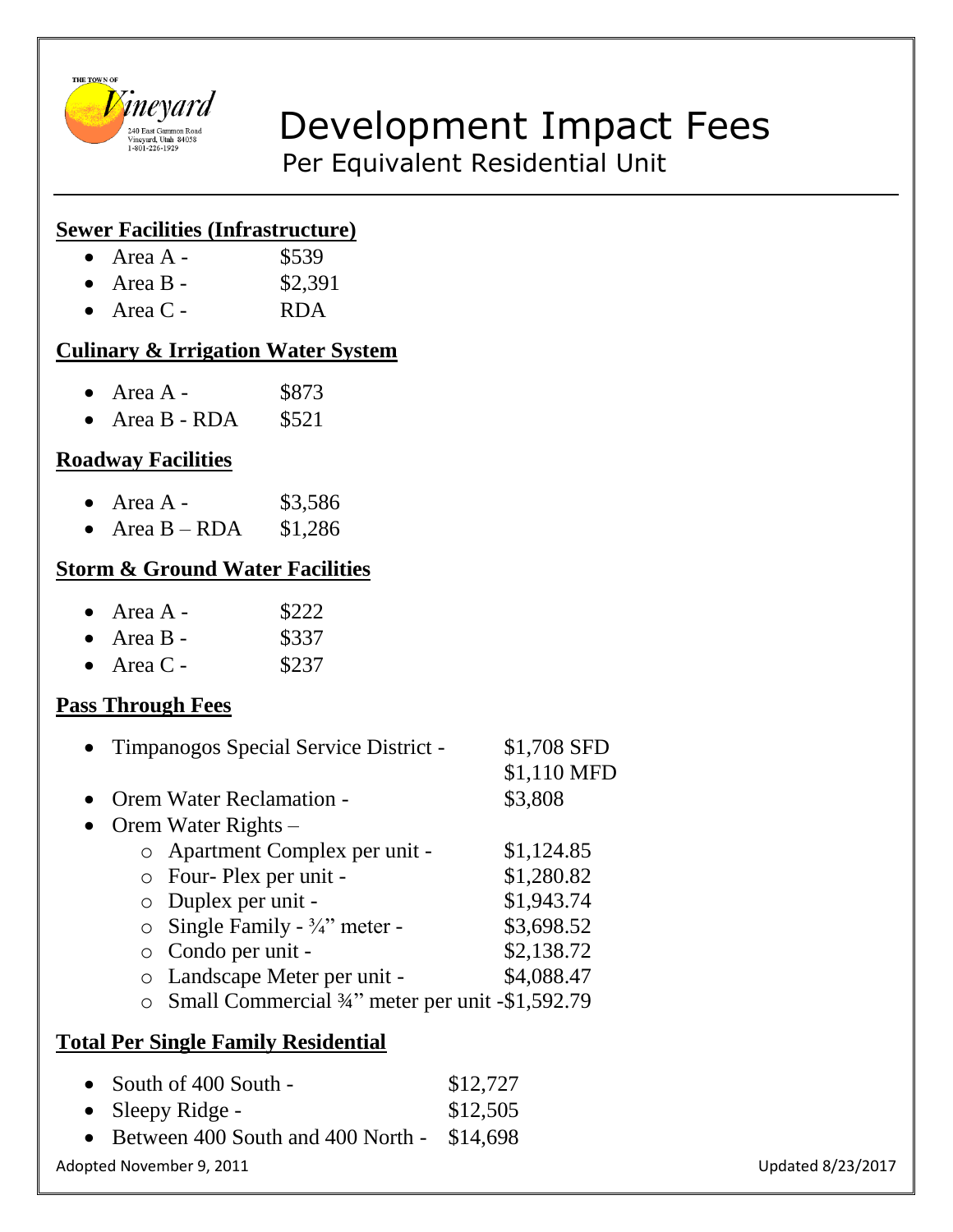THE TOWN OF Vineyard
240 East Gammon Road
Vineyard, Utah 84058
1-801-226-1929

# Development Impact Fees

## Per Equivalent Residential Unit

**Sewer Facilities (Infrastructure)**

- Area A - $539
- Area B - $2,391
- Area C - RDA

**Culinary & Irrigation Water System**

- Area A - $873
- Area B - RDA $521

**Roadway Facilities**

- Area A - $3,586
- Area B – RDA $1,286

**Storm & Ground Water Facilities**

- Area A - $222
- Area B - $337
- Area C - $237

**Pass Through Fees**

- Timpanogos Special Service District - $1,708 SFD
  $1,110 MFD
- Orem Water Reclamation - $3,808
- Orem Water Rights –
  - Apartment Complex per unit - $1,124.85
  - Four- Plex per unit - $1,280.82
  - Duplex per unit - $1,943.74
  - Single Family - ¾" meter - $3,698.52
  - Condo per unit - $2,138.72
  - Landscape Meter per unit - $4,088.47
  - Small Commercial ¾" meter per unit -$1,592.79

**Total Per Single Family Residential**

- South of 400 South - $12,727
- Sleepy Ridge - $12,505
- Between 400 South and 400 North - $14,698

Adopted November 9, 2011

Updated 8/23/2017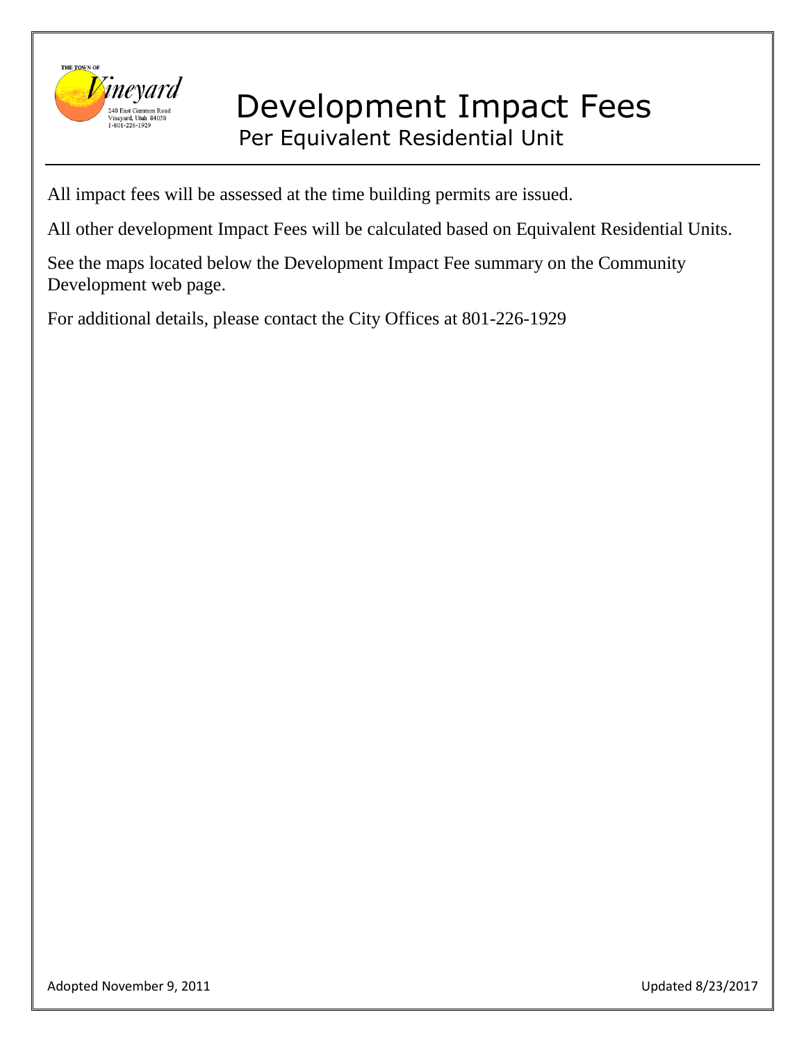# Development Impact Fees

## Per Equivalent Residential Unit

All impact fees will be assessed at the time building permits are issued.

All other development Impact Fees will be calculated based on Equivalent Residential Units.

See the maps located below the Development Impact Fee summary on the Community Development web page.

For additional details, please contact the City Offices at 801-226-1929

Adopted November 9, 2011

Updated 8/23/2017